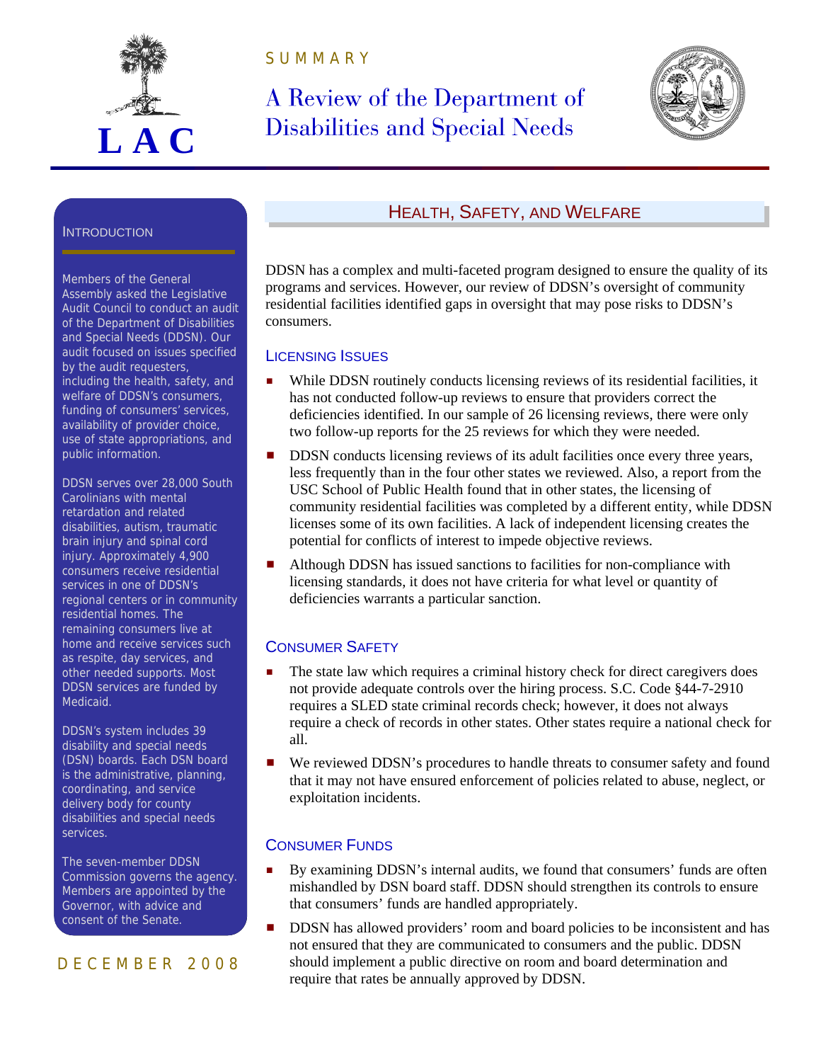SUMMARY

# A Review of the Department of Disabilities and Special Needs

LAC

## Introduction

Members of the General Assembly asked the Legislative Audit Council to conduct an audit of the Department of Disabilities and Special Needs (DDSN). Our audit focused on issues specified by the audit requesters, including the health, safety, and welfare of DDSN's consumers, funding of consumers' services, availability of provider choice, use of state appropriations, and public information.

DDSN serves over 28,000 South Carolinians with mental retardation and related disabilities, autism, traumatic brain injury and spinal cord injury. Approximately 4,900 consumers receive residential services in one of DDSN's regional centers or in community residential homes. The remaining consumers live at home and receive services such as respite, day services, and other needed supports. Most DDSN services are funded by Medicaid.

DDSN's system includes 39 disability and special needs (DSN) boards. Each DSN board is the administrative, planning, coordinating, and service delivery body for county disabilities and special needs services.

The seven-member DDSN Commission governs the agency. Members are appointed by the Governor, with advice and consent of the Senate.

DECEMBER 2008

## Health, Safety, and Welfare

DDSN has a complex and multi-faceted program designed to ensure the quality of its programs and services. However, our review of DDSN's oversight of community residential facilities identified gaps in oversight that may pose risks to DDSN's consumers.

### Licensing Issues

- While DDSN routinely conducts licensing reviews of its residential facilities, it has not conducted follow-up reviews to ensure that providers correct the deficiencies identified. In our sample of 26 licensing reviews, there were only two follow-up reports for the 25 reviews for which they were needed.
- DDSN conducts licensing reviews of its adult facilities once every three years, less frequently than in the four other states we reviewed. Also, a report from the USC School of Public Health found that in other states, the licensing of community residential facilities was completed by a different entity, while DDSN licenses some of its own facilities. A lack of independent licensing creates the potential for conflicts of interest to impede objective reviews.
- Although DDSN has issued sanctions to facilities for non-compliance with licensing standards, it does not have criteria for what level or quantity of deficiencies warrants a particular sanction.

### Consumer Safety

- The state law which requires a criminal history check for direct caregivers does not provide adequate controls over the hiring process. S.C. Code §44-7-2910 requires a SLED state criminal records check; however, it does not always require a check of records in other states. Other states require a national check for all.
- We reviewed DDSN's procedures to handle threats to consumer safety and found that it may not have ensured enforcement of policies related to abuse, neglect, or exploitation incidents.

### Consumer Funds

- By examining DDSN's internal audits, we found that consumers' funds are often mishandled by DSN board staff. DDSN should strengthen its controls to ensure that consumers' funds are handled appropriately.
- DDSN has allowed providers' room and board policies to be inconsistent and has not ensured that they are communicated to consumers and the public. DDSN should implement a public directive on room and board determination and require that rates be annually approved by DDSN.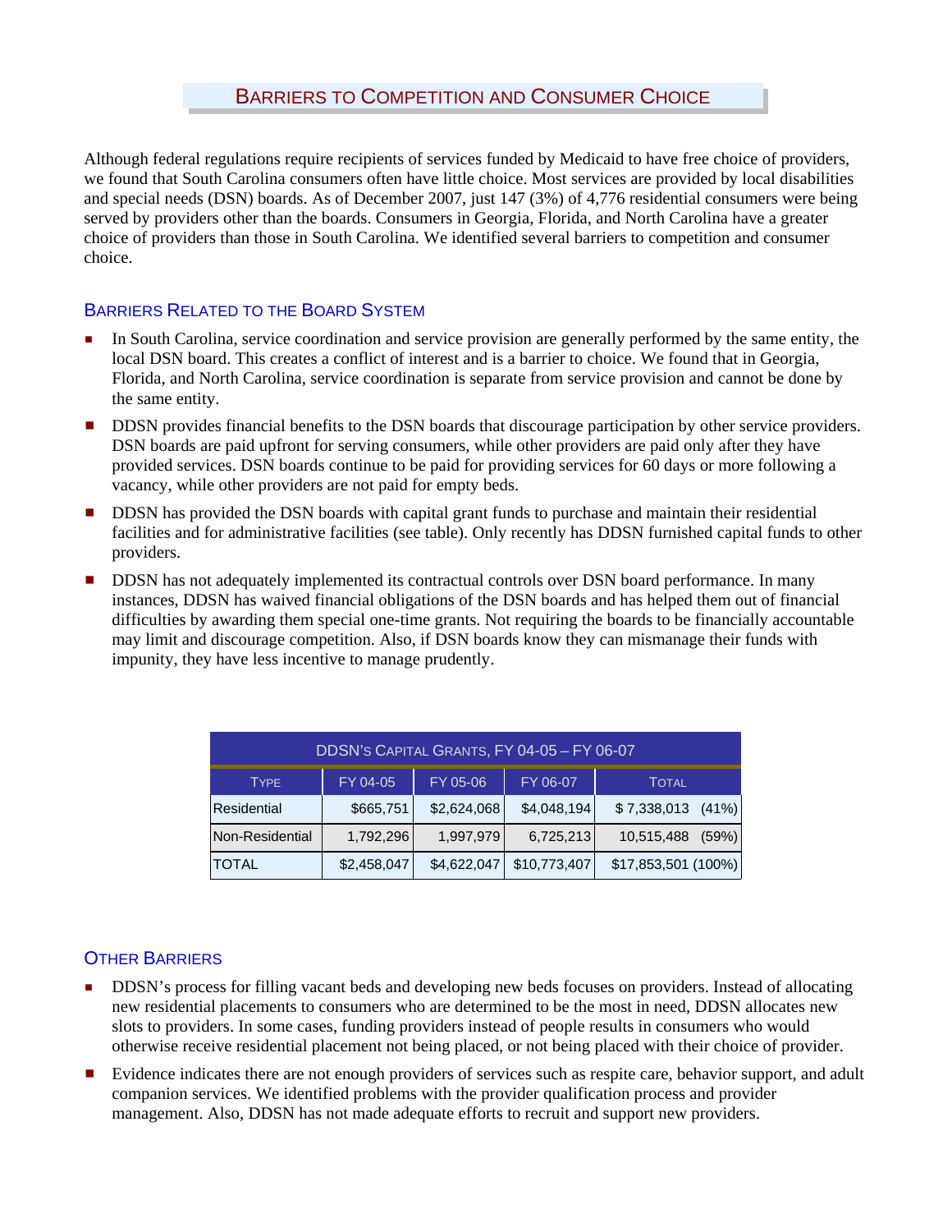# Barriers to Competition and Consumer Choice

Although federal regulations require recipients of services funded by Medicaid to have free choice of providers, we found that South Carolina consumers often have little choice. Most services are provided by local disabilities and special needs (DSN) boards. As of December 2007, just 147 (3%) of 4,776 residential consumers were being served by providers other than the boards. Consumers in Georgia, Florida, and North Carolina have a greater choice of providers than those in South Carolina. We identified several barriers to competition and consumer choice.

## Barriers Related to the Board System

- In South Carolina, service coordination and service provision are generally performed by the same entity, the local DSN board. This creates a conflict of interest and is a barrier to choice. We found that in Georgia, Florida, and North Carolina, service coordination is separate from service provision and cannot be done by the same entity.
- DDSN provides financial benefits to the DSN boards that discourage participation by other service providers. DSN boards are paid upfront for serving consumers, while other providers are paid only after they have provided services. DSN boards continue to be paid for providing services for 60 days or more following a vacancy, while other providers are not paid for empty beds.
- DDSN has provided the DSN boards with capital grant funds to purchase and maintain their residential facilities and for administrative facilities (see table). Only recently has DDSN furnished capital funds to other providers.
- DDSN has not adequately implemented its contractual controls over DSN board performance. In many instances, DDSN has waived financial obligations of the DSN boards and has helped them out of financial difficulties by awarding them special one-time grants. Not requiring the boards to be financially accountable may limit and discourage competition. Also, if DSN boards know they can mismanage their funds with impunity, they have less incentive to manage prudently.

**DDSN's Capital Grants, FY 04-05 – FY 06-07**

| Type | FY 04-05 | FY 05-06 | FY 06-07 | Total |
|---|---|---|---|---|
| Residential | $665,751 | $2,624,068 | $4,048,194 | $ 7,338,013 (41%) |
| Non-Residential | 1,792,296 | 1,997,979 | 6,725,213 | 10,515,488 (59%) |
| TOTAL | $2,458,047 | $4,622,047 | $10,773,407 | $17,853,501 (100%) |

## Other Barriers

- DDSN's process for filling vacant beds and developing new beds focuses on providers. Instead of allocating new residential placements to consumers who are determined to be the most in need, DDSN allocates new slots to providers. In some cases, funding providers instead of people results in consumers who would otherwise receive residential placement not being placed, or not being placed with their choice of provider.
- Evidence indicates there are not enough providers of services such as respite care, behavior support, and adult companion services. We identified problems with the provider qualification process and provider management. Also, DDSN has not made adequate efforts to recruit and support new providers.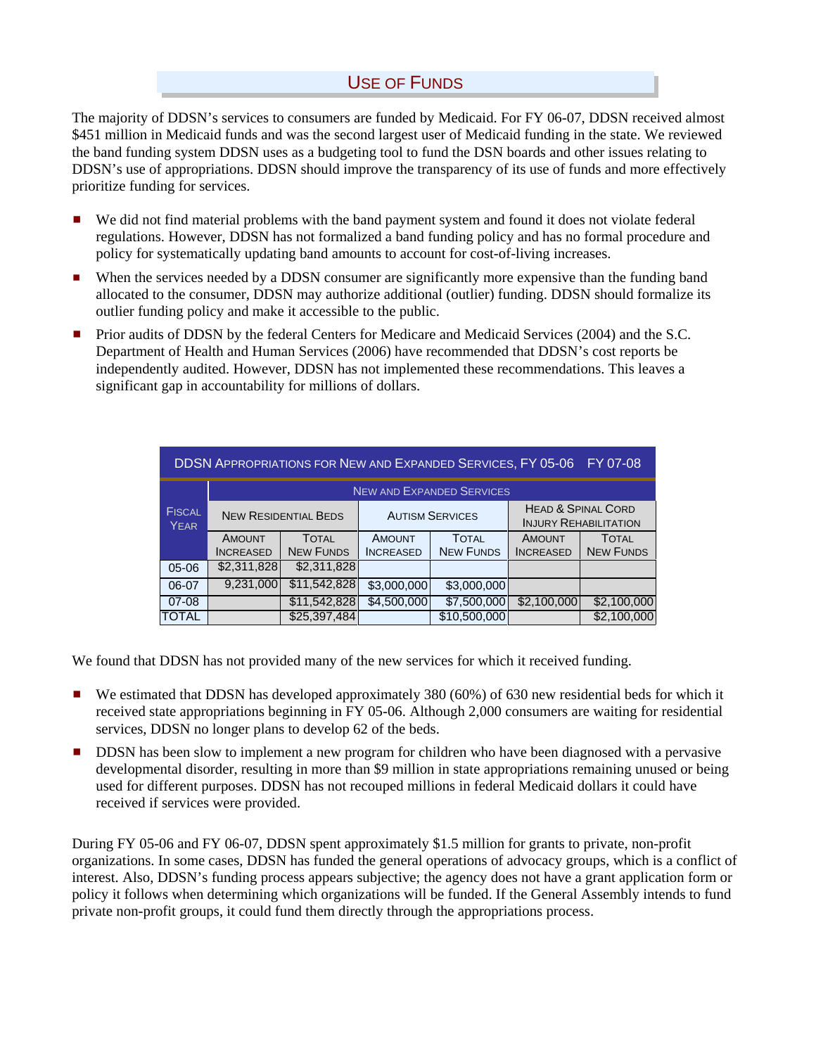## USE OF FUNDS

The majority of DDSN's services to consumers are funded by Medicaid. For FY 06-07, DDSN received almost $451 million in Medicaid funds and was the second largest user of Medicaid funding in the state. We reviewed the band funding system DDSN uses as a budgeting tool to fund the DSN boards and other issues relating to DDSN's use of appropriations. DDSN should improve the transparency of its use of funds and more effectively prioritize funding for services.

- We did not find material problems with the band payment system and found it does not violate federal regulations. However, DDSN has not formalized a band funding policy and has no formal procedure and policy for systematically updating band amounts to account for cost-of-living increases.
- When the services needed by a DDSN consumer are significantly more expensive than the funding band allocated to the consumer, DDSN may authorize additional (outlier) funding. DDSN should formalize its outlier funding policy and make it accessible to the public.
- Prior audits of DDSN by the federal Centers for Medicare and Medicaid Services (2004) and the S.C. Department of Health and Human Services (2006) have recommended that DDSN's cost reports be independently audited. However, DDSN has not implemented these recommendations. This leaves a significant gap in accountability for millions of dollars.

**DDSN APPROPRIATIONS FOR NEW AND EXPANDED SERVICES, FY 05-06 FY 07-08**

| FISCAL YEAR | NEW AND EXPANDED SERVICES | | | | | |
|---|---|---|---|---|---|---|
| | NEW RESIDENTIAL BEDS | | AUTISM SERVICES | | HEAD & SPINAL CORD INJURY REHABILITATION | |
| | AMOUNT INCREASED | TOTAL NEW FUNDS | AMOUNT INCREASED | TOTAL NEW FUNDS | AMOUNT INCREASED | TOTAL NEW FUNDS |
| 05-06 | $2,311,828 | $2,311,828 | | | | |
| 06-07 | 9,231,000 | $11,542,828 | $3,000,000 | $3,000,000 | | |
| 07-08 | | $11,542,828 | $4,500,000 | $7,500,000 | $2,100,000 | $2,100,000 |
| TOTAL | | $25,397,484 | | $10,500,000 | | $2,100,000 |

We found that DDSN has not provided many of the new services for which it received funding.

- We estimated that DDSN has developed approximately 380 (60%) of 630 new residential beds for which it received state appropriations beginning in FY 05-06. Although 2,000 consumers are waiting for residential services, DDSN no longer plans to develop 62 of the beds.
- DDSN has been slow to implement a new program for children who have been diagnosed with a pervasive developmental disorder, resulting in more than $9 million in state appropriations remaining unused or being used for different purposes. DDSN has not recouped millions in federal Medicaid dollars it could have received if services were provided.

During FY 05-06 and FY 06-07, DDSN spent approximately $1.5 million for grants to private, non-profit organizations. In some cases, DDSN has funded the general operations of advocacy groups, which is a conflict of interest. Also, DDSN's funding process appears subjective; the agency does not have a grant application form or policy it follows when determining which organizations will be funded. If the General Assembly intends to fund private non-profit groups, it could fund them directly through the appropriations process.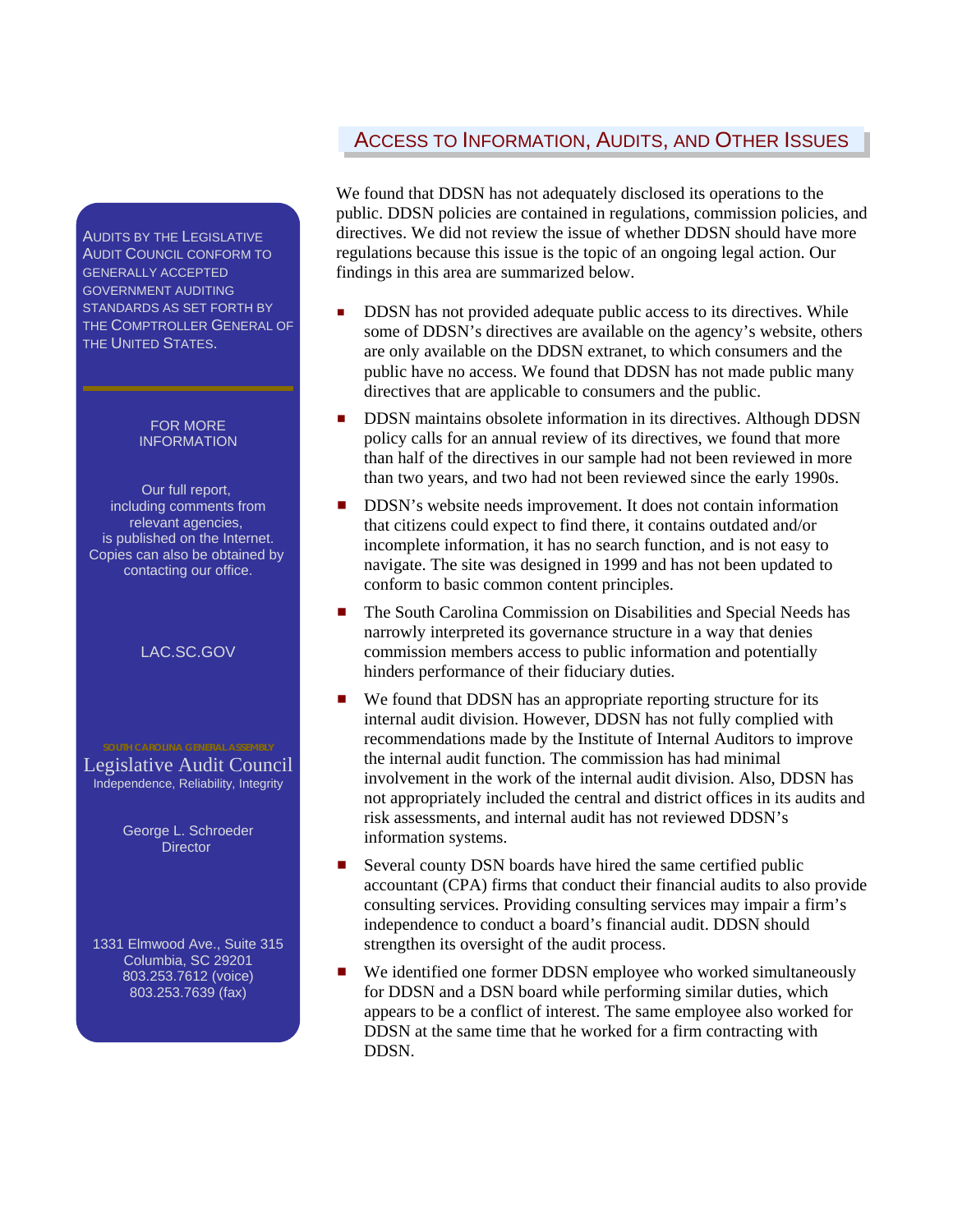## ACCESS TO INFORMATION, AUDITS, AND OTHER ISSUES

We found that DDSN has not adequately disclosed its operations to the public. DDSN policies are contained in regulations, commission policies, and directives. We did not review the issue of whether DDSN should have more regulations because this issue is the topic of an ongoing legal action. Our findings in this area are summarized below.

- DDSN has not provided adequate public access to its directives. While some of DDSN's directives are available on the agency's website, others are only available on the DDSN extranet, to which consumers and the public have no access. We found that DDSN has not made public many directives that are applicable to consumers and the public.
- DDSN maintains obsolete information in its directives. Although DDSN policy calls for an annual review of its directives, we found that more than half of the directives in our sample had not been reviewed in more than two years, and two had not been reviewed since the early 1990s.
- DDSN's website needs improvement. It does not contain information that citizens could expect to find there, it contains outdated and/or incomplete information, it has no search function, and is not easy to navigate. The site was designed in 1999 and has not been updated to conform to basic common content principles.
- The South Carolina Commission on Disabilities and Special Needs has narrowly interpreted its governance structure in a way that denies commission members access to public information and potentially hinders performance of their fiduciary duties.
- We found that DDSN has an appropriate reporting structure for its internal audit division. However, DDSN has not fully complied with recommendations made by the Institute of Internal Auditors to improve the internal audit function. The commission has had minimal involvement in the work of the internal audit division. Also, DDSN has not appropriately included the central and district offices in its audits and risk assessments, and internal audit has not reviewed DDSN's information systems.
- Several county DSN boards have hired the same certified public accountant (CPA) firms that conduct their financial audits to also provide consulting services. Providing consulting services may impair a firm's independence to conduct a board's financial audit. DDSN should strengthen its oversight of the audit process.
- We identified one former DDSN employee who worked simultaneously for DDSN and a DSN board while performing similar duties, which appears to be a conflict of interest. The same employee also worked for DDSN at the same time that he worked for a firm contracting with DDSN.

AUDITS BY THE LEGISLATIVE AUDIT COUNCIL CONFORM TO GENERALLY ACCEPTED GOVERNMENT AUDITING STANDARDS AS SET FORTH BY THE COMPTROLLER GENERAL OF THE UNITED STATES.

FOR MORE INFORMATION

Our full report, including comments from relevant agencies, is published on the Internet. Copies can also be obtained by contacting our office.

LAC.SC.GOV

SOUTH CAROLINA GENERAL ASSEMBLY
Legislative Audit Council
Independence, Reliability, Integrity

George L. Schroeder
Director

1331 Elmwood Ave., Suite 315
Columbia, SC 29201
803.253.7612 (voice)
803.253.7639 (fax)